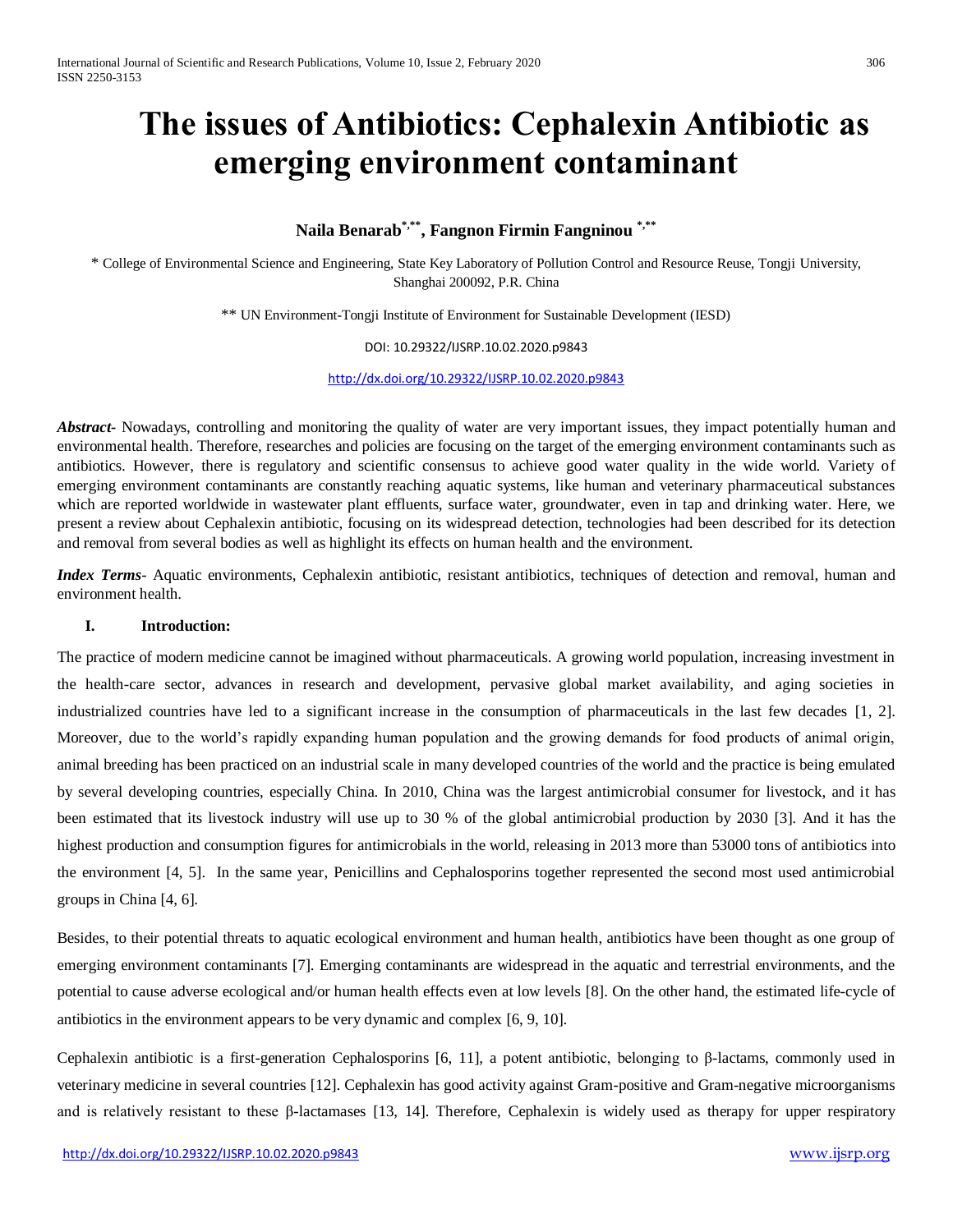# The issues of Antibiotics: Cephalexin Antibiotic as emerging environment contaminant

**Naila Benarab[*,**], Fangnon Firmin Fangninou [*,**]**

[*] College of Environmental Science and Engineering, State Key Laboratory of Pollution Control and Resource Reuse, Tongji University, Shanghai 200092, P.R. China

[**] UN Environment-Tongji Institute of Environment for Sustainable Development (IESD)

DOI: 10.29322/IJSRP.10.02.2020.p9843

http://dx.doi.org/10.29322/IJSRP.10.02.2020.p9843

***Abstract-*** Nowadays, controlling and monitoring the quality of water are very important issues, they impact potentially human and environmental health. Therefore, researches and policies are focusing on the target of the emerging environment contaminants such as antibiotics. However, there is regulatory and scientific consensus to achieve good water quality in the wide world. Variety of emerging environment contaminants are constantly reaching aquatic systems, like human and veterinary pharmaceutical substances which are reported worldwide in wastewater plant effluents, surface water, groundwater, even in tap and drinking water. Here, we present a review about Cephalexin antibiotic, focusing on its widespread detection, technologies had been described for its detection and removal from several bodies as well as highlight its effects on human health and the environment.

***Index Terms-*** Aquatic environments, Cephalexin antibiotic, resistant antibiotics, techniques of detection and removal, human and environment health.

## I. Introduction:

The practice of modern medicine cannot be imagined without pharmaceuticals. A growing world population, increasing investment in the health-care sector, advances in research and development, pervasive global market availability, and aging societies in industrialized countries have led to a significant increase in the consumption of pharmaceuticals in the last few decades [1, 2]. Moreover, due to the world's rapidly expanding human population and the growing demands for food products of animal origin, animal breeding has been practiced on an industrial scale in many developed countries of the world and the practice is being emulated by several developing countries, especially China. In 2010, China was the largest antimicrobial consumer for livestock, and it has been estimated that its livestock industry will use up to 30 % of the global antimicrobial production by 2030 [3]. And it has the highest production and consumption figures for antimicrobials in the world, releasing in 2013 more than 53000 tons of antibiotics into the environment [4, 5]. In the same year, Penicillins and Cephalosporins together represented the second most used antimicrobial groups in China [4, 6].

Besides, to their potential threats to aquatic ecological environment and human health, antibiotics have been thought as one group of emerging environment contaminants [7]. Emerging contaminants are widespread in the aquatic and terrestrial environments, and the potential to cause adverse ecological and/or human health effects even at low levels [8]. On the other hand, the estimated life-cycle of antibiotics in the environment appears to be very dynamic and complex [6, 9, 10].

Cephalexin antibiotic is a first-generation Cephalosporins [6, 11], a potent antibiotic, belonging to β-lactams, commonly used in veterinary medicine in several countries [12]. Cephalexin has good activity against Gram-positive and Gram-negative microorganisms and is relatively resistant to these β-lactamases [13, 14]. Therefore, Cephalexin is widely used as therapy for upper respiratory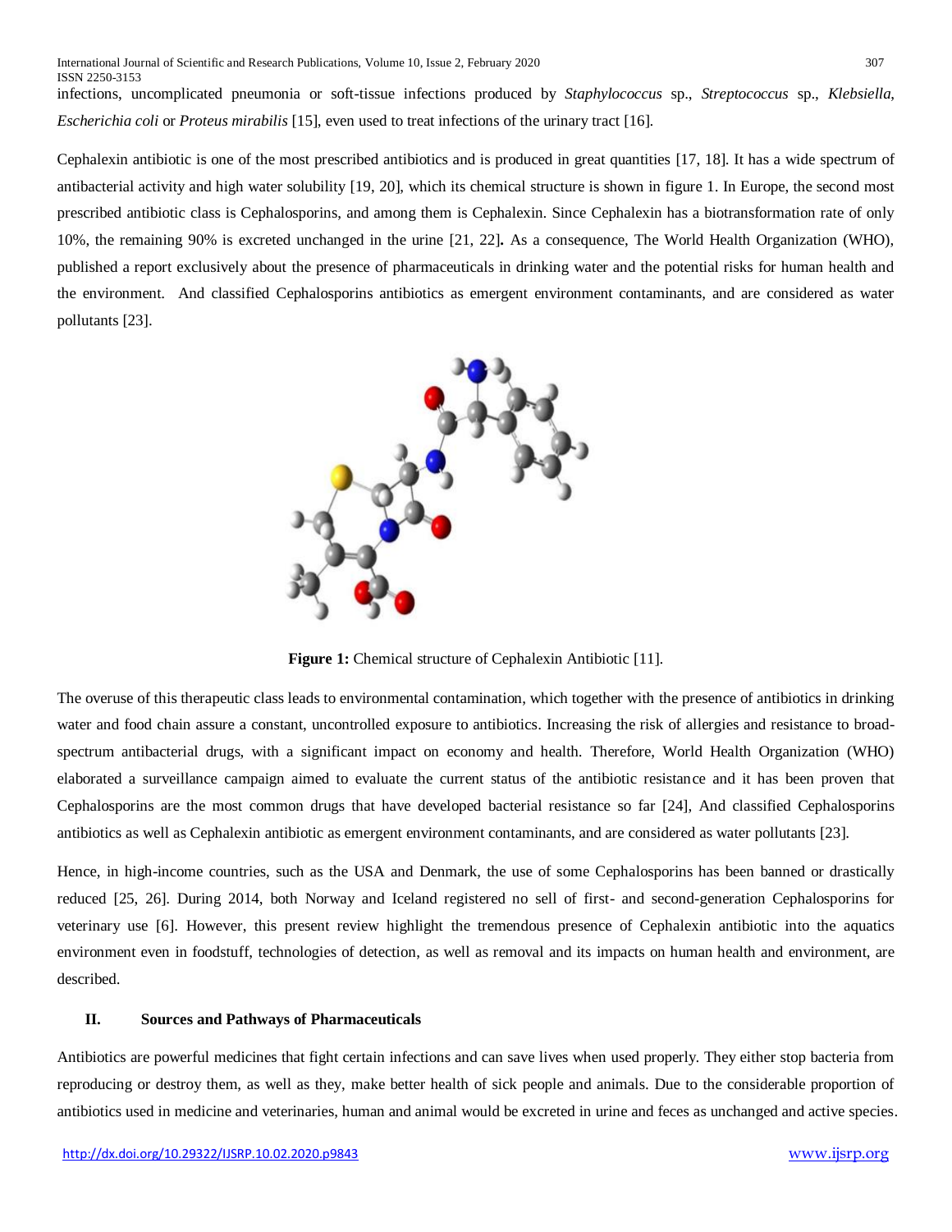infections, uncomplicated pneumonia or soft-tissue infections produced by *Staphylococcus* sp., *Streptococcus* sp., *Klebsiella*, *Escherichia coli* or *Proteus mirabilis* [15], even used to treat infections of the urinary tract [16].

Cephalexin antibiotic is one of the most prescribed antibiotics and is produced in great quantities [17, 18]. It has a wide spectrum of antibacterial activity and high water solubility [19, 20], which its chemical structure is shown in figure 1. In Europe, the second most prescribed antibiotic class is Cephalosporins, and among them is Cephalexin. Since Cephalexin has a biotransformation rate of only 10%, the remaining 90% is excreted unchanged in the urine [21, 22]. As a consequence, The World Health Organization (WHO), published a report exclusively about the presence of pharmaceuticals in drinking water and the potential risks for human health and the environment. And classified Cephalosporins antibiotics as emergent environment contaminants, and are considered as water pollutants [23].

**Figure 1:** Chemical structure of Cephalexin Antibiotic [11].

The overuse of this therapeutic class leads to environmental contamination, which together with the presence of antibiotics in drinking water and food chain assure a constant, uncontrolled exposure to antibiotics. Increasing the risk of allergies and resistance to broad-spectrum antibacterial drugs, with a significant impact on economy and health. Therefore, World Health Organization (WHO) elaborated a surveillance campaign aimed to evaluate the current status of the antibiotic resistance and it has been proven that Cephalosporins are the most common drugs that have developed bacterial resistance so far [24], And classified Cephalosporins antibiotics as well as Cephalexin antibiotic as emergent environment contaminants, and are considered as water pollutants [23].

Hence, in high-income countries, such as the USA and Denmark, the use of some Cephalosporins has been banned or drastically reduced [25, 26]. During 2014, both Norway and Iceland registered no sell of first- and second-generation Cephalosporins for veterinary use [6]. However, this present review highlight the tremendous presence of Cephalexin antibiotic into the aquatics environment even in foodstuff, technologies of detection, as well as removal and its impacts on human health and environment, are described.

## II. Sources and Pathways of Pharmaceuticals

Antibiotics are powerful medicines that fight certain infections and can save lives when used properly. They either stop bacteria from reproducing or destroy them, as well as they, make better health of sick people and animals. Due to the considerable proportion of antibiotics used in medicine and veterinaries, human and animal would be excreted in urine and feces as unchanged and active species.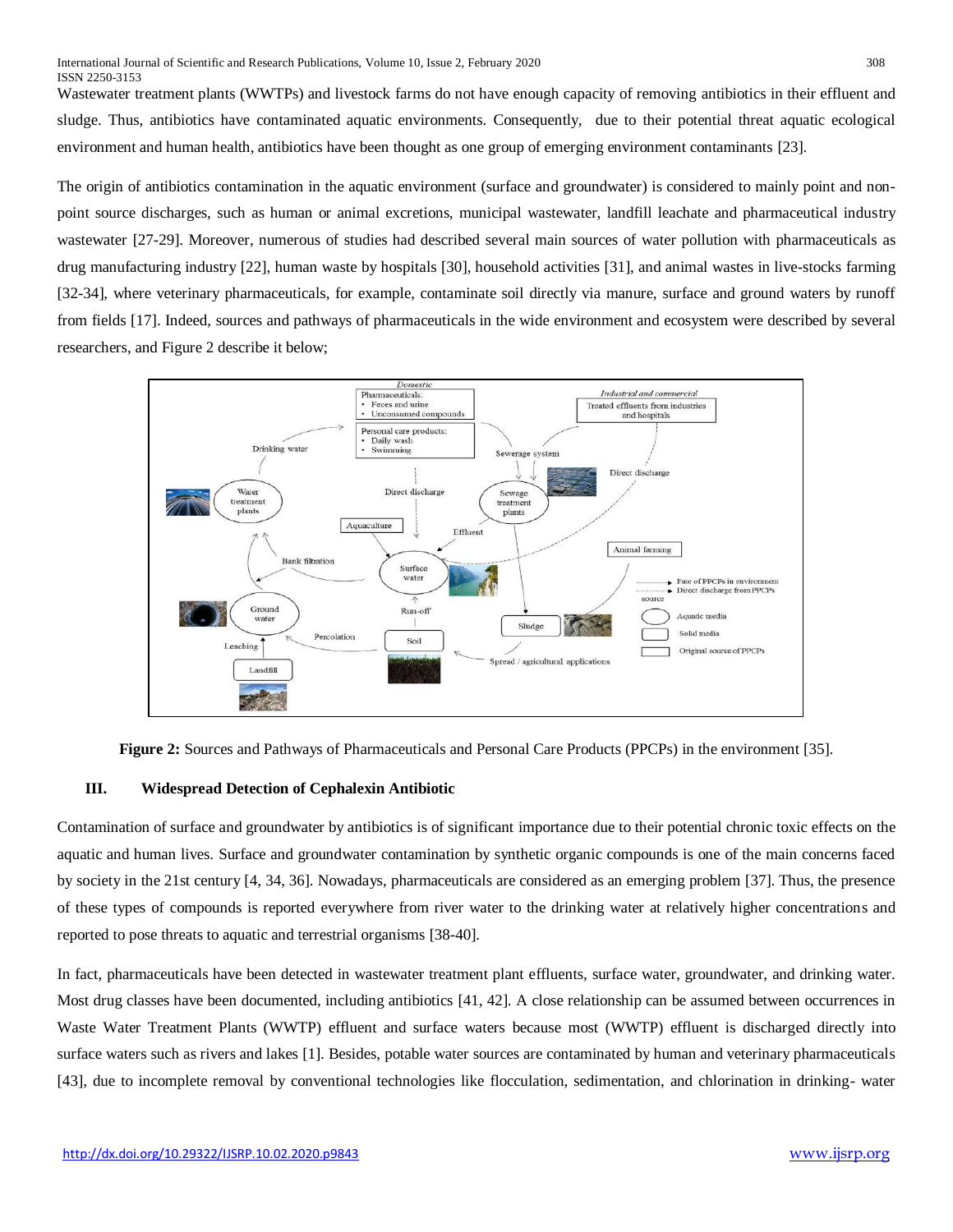Wastewater treatment plants (WWTPs) and livestock farms do not have enough capacity of removing antibiotics in their effluent and sludge. Thus, antibiotics have contaminated aquatic environments. Consequently, due to their potential threat aquatic ecological environment and human health, antibiotics have been thought as one group of emerging environment contaminants [23].

The origin of antibiotics contamination in the aquatic environment (surface and groundwater) is considered to mainly point and non-point source discharges, such as human or animal excretions, municipal wastewater, landfill leachate and pharmaceutical industry wastewater [27-29]. Moreover, numerous of studies had described several main sources of water pollution with pharmaceuticals as drug manufacturing industry [22], human waste by hospitals [30], household activities [31], and animal wastes in live-stocks farming [32-34], where veterinary pharmaceuticals, for example, contaminate soil directly via manure, surface and ground waters by runoff from fields [17]. Indeed, sources and pathways of pharmaceuticals in the wide environment and ecosystem were described by several researchers, and Figure 2 describe it below;

**Figure 2:** Sources and Pathways of Pharmaceuticals and Personal Care Products (PPCPs) in the environment [35].

## III. Widespread Detection of Cephalexin Antibiotic

Contamination of surface and groundwater by antibiotics is of significant importance due to their potential chronic toxic effects on the aquatic and human lives. Surface and groundwater contamination by synthetic organic compounds is one of the main concerns faced by society in the 21st century [4, 34, 36]. Nowadays, pharmaceuticals are considered as an emerging problem [37]. Thus, the presence of these types of compounds is reported everywhere from river water to the drinking water at relatively higher concentrations and reported to pose threats to aquatic and terrestrial organisms [38-40].

In fact, pharmaceuticals have been detected in wastewater treatment plant effluents, surface water, groundwater, and drinking water. Most drug classes have been documented, including antibiotics [41, 42]. A close relationship can be assumed between occurrences in Waste Water Treatment Plants (WWTP) effluent and surface waters because most (WWTP) effluent is discharged directly into surface waters such as rivers and lakes [1]. Besides, potable water sources are contaminated by human and veterinary pharmaceuticals [43], due to incomplete removal by conventional technologies like flocculation, sedimentation, and chlorination in drinking- water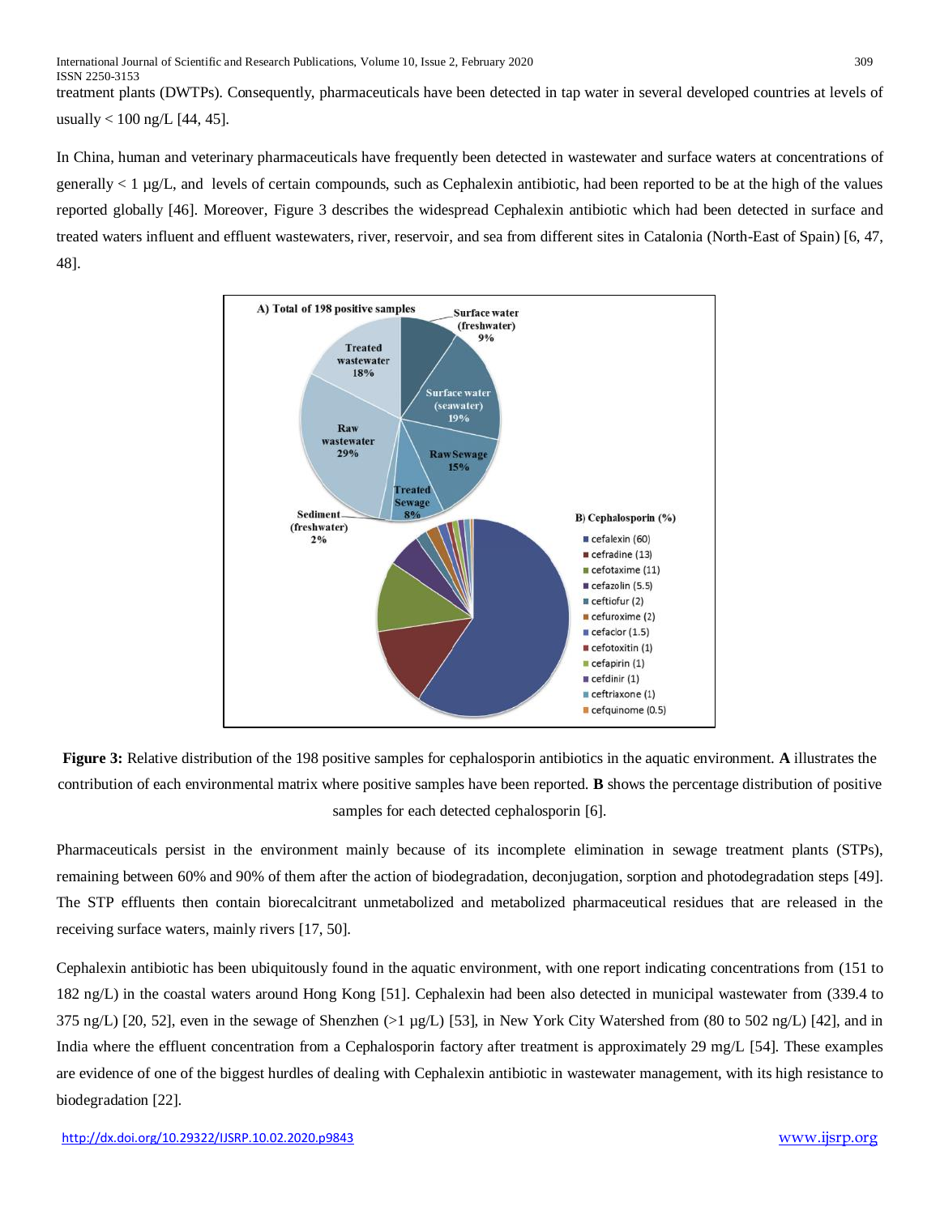treatment plants (DWTPs). Consequently, pharmaceuticals have been detected in tap water in several developed countries at levels of usually < 100 ng/L [44, 45].

In China, human and veterinary pharmaceuticals have frequently been detected in wastewater and surface waters at concentrations of generally < 1 µg/L, and levels of certain compounds, such as Cephalexin antibiotic, had been reported to be at the high of the values reported globally [46]. Moreover, Figure 3 describes the widespread Cephalexin antibiotic which had been detected in surface and treated waters influent and effluent wastewaters, river, reservoir, and sea from different sites in Catalonia (North-East of Spain) [6, 47, 48].

**Figure 3:** Relative distribution of the 198 positive samples for cephalosporin antibiotics in the aquatic environment. **A** illustrates the contribution of each environmental matrix where positive samples have been reported. **B** shows the percentage distribution of positive samples for each detected cephalosporin [6].

Pharmaceuticals persist in the environment mainly because of its incomplete elimination in sewage treatment plants (STPs), remaining between 60% and 90% of them after the action of biodegradation, deconjugation, sorption and photodegradation steps [49]. The STP effluents then contain biorecalcitrant unmetabolized and metabolized pharmaceutical residues that are released in the receiving surface waters, mainly rivers [17, 50].

Cephalexin antibiotic has been ubiquitously found in the aquatic environment, with one report indicating concentrations from (151 to 182 ng/L) in the coastal waters around Hong Kong [51]. Cephalexin had been also detected in municipal wastewater from (339.4 to 375 ng/L) [20, 52], even in the sewage of Shenzhen (>1 µg/L) [53], in New York City Watershed from (80 to 502 ng/L) [42], and in India where the effluent concentration from a Cephalosporin factory after treatment is approximately 29 mg/L [54]. These examples are evidence of one of the biggest hurdles of dealing with Cephalexin antibiotic in wastewater management, with its high resistance to biodegradation [22].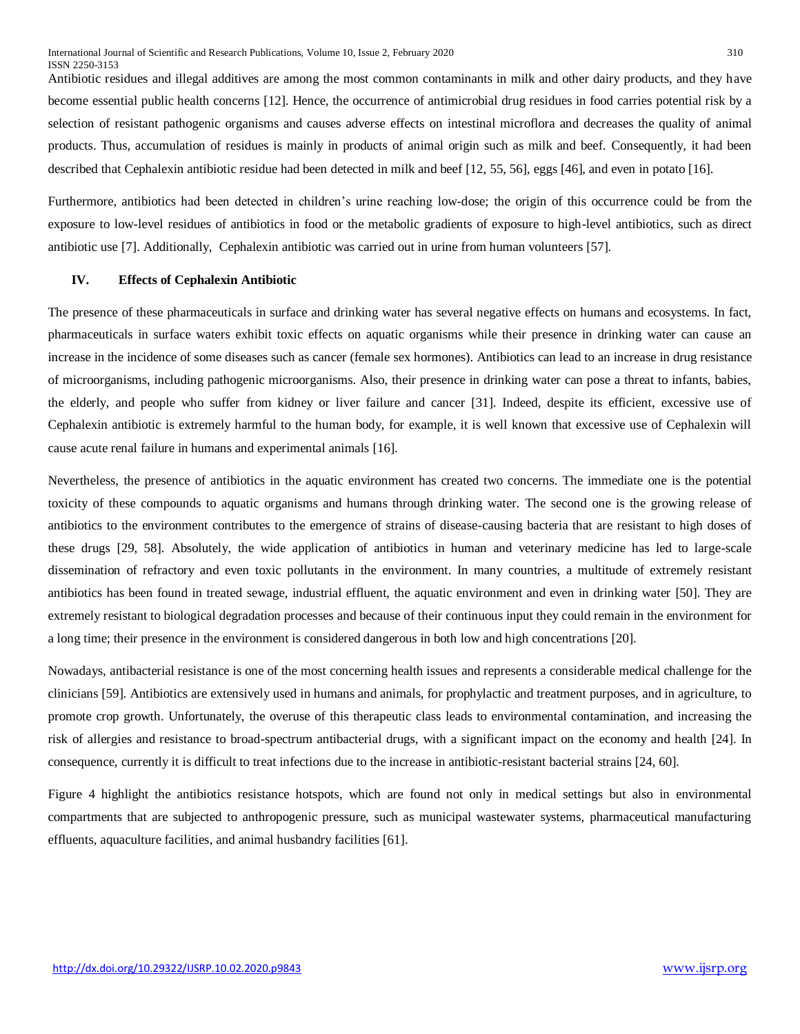Antibiotic residues and illegal additives are among the most common contaminants in milk and other dairy products, and they have become essential public health concerns [12]. Hence, the occurrence of antimicrobial drug residues in food carries potential risk by a selection of resistant pathogenic organisms and causes adverse effects on intestinal microflora and decreases the quality of animal products. Thus, accumulation of residues is mainly in products of animal origin such as milk and beef. Consequently, it had been described that Cephalexin antibiotic residue had been detected in milk and beef [12, 55, 56], eggs [46], and even in potato [16].

Furthermore, antibiotics had been detected in children's urine reaching low-dose; the origin of this occurrence could be from the exposure to low-level residues of antibiotics in food or the metabolic gradients of exposure to high-level antibiotics, such as direct antibiotic use [7]. Additionally, Cephalexin antibiotic was carried out in urine from human volunteers [57].

## IV. Effects of Cephalexin Antibiotic

The presence of these pharmaceuticals in surface and drinking water has several negative effects on humans and ecosystems. In fact, pharmaceuticals in surface waters exhibit toxic effects on aquatic organisms while their presence in drinking water can cause an increase in the incidence of some diseases such as cancer (female sex hormones). Antibiotics can lead to an increase in drug resistance of microorganisms, including pathogenic microorganisms. Also, their presence in drinking water can pose a threat to infants, babies, the elderly, and people who suffer from kidney or liver failure and cancer [31]. Indeed, despite its efficient, excessive use of Cephalexin antibiotic is extremely harmful to the human body, for example, it is well known that excessive use of Cephalexin will cause acute renal failure in humans and experimental animals [16].

Nevertheless, the presence of antibiotics in the aquatic environment has created two concerns. The immediate one is the potential toxicity of these compounds to aquatic organisms and humans through drinking water. The second one is the growing release of antibiotics to the environment contributes to the emergence of strains of disease-causing bacteria that are resistant to high doses of these drugs [29, 58]. Absolutely, the wide application of antibiotics in human and veterinary medicine has led to large-scale dissemination of refractory and even toxic pollutants in the environment. In many countries, a multitude of extremely resistant antibiotics has been found in treated sewage, industrial effluent, the aquatic environment and even in drinking water [50]. They are extremely resistant to biological degradation processes and because of their continuous input they could remain in the environment for a long time; their presence in the environment is considered dangerous in both low and high concentrations [20].

Nowadays, antibacterial resistance is one of the most concerning health issues and represents a considerable medical challenge for the clinicians [59]. Antibiotics are extensively used in humans and animals, for prophylactic and treatment purposes, and in agriculture, to promote crop growth. Unfortunately, the overuse of this therapeutic class leads to environmental contamination, and increasing the risk of allergies and resistance to broad-spectrum antibacterial drugs, with a significant impact on the economy and health [24]. In consequence, currently it is difficult to treat infections due to the increase in antibiotic-resistant bacterial strains [24, 60].

Figure 4 highlight the antibiotics resistance hotspots, which are found not only in medical settings but also in environmental compartments that are subjected to anthropogenic pressure, such as municipal wastewater systems, pharmaceutical manufacturing effluents, aquaculture facilities, and animal husbandry facilities [61].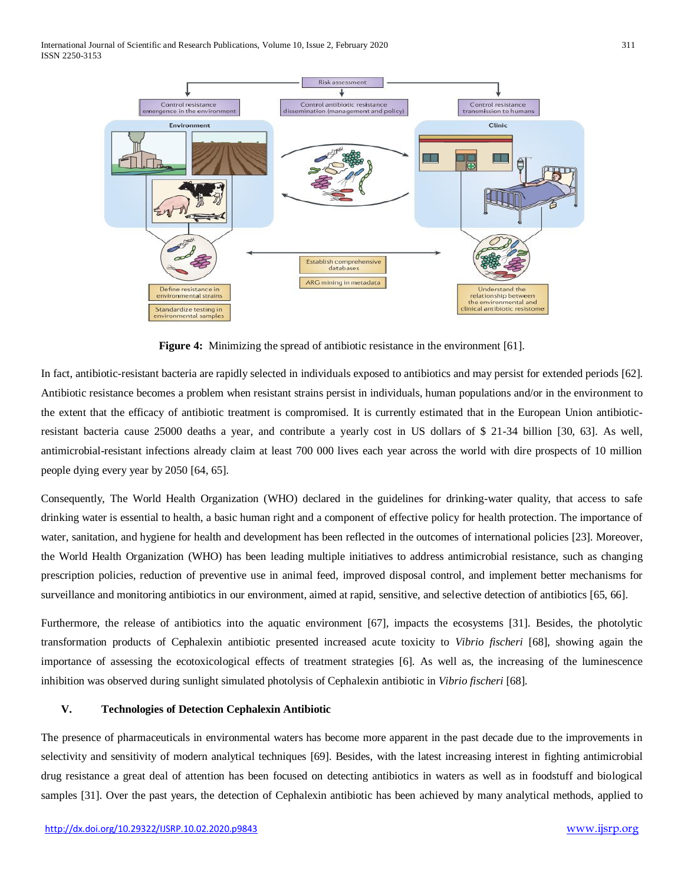**Figure 4:** Minimizing the spread of antibiotic resistance in the environment [61].

In fact, antibiotic-resistant bacteria are rapidly selected in individuals exposed to antibiotics and may persist for extended periods [62]. Antibiotic resistance becomes a problem when resistant strains persist in individuals, human populations and/or in the environment to the extent that the efficacy of antibiotic treatment is compromised. It is currently estimated that in the European Union antibiotic-resistant bacteria cause 25000 deaths a year, and contribute a yearly cost in US dollars of $ 21-34 billion [30, 63]. As well, antimicrobial-resistant infections already claim at least 700 000 lives each year across the world with dire prospects of 10 million people dying every year by 2050 [64, 65].

Consequently, The World Health Organization (WHO) declared in the guidelines for drinking-water quality, that access to safe drinking water is essential to health, a basic human right and a component of effective policy for health protection. The importance of water, sanitation, and hygiene for health and development has been reflected in the outcomes of international policies [23]. Moreover, the World Health Organization (WHO) has been leading multiple initiatives to address antimicrobial resistance, such as changing prescription policies, reduction of preventive use in animal feed, improved disposal control, and implement better mechanisms for surveillance and monitoring antibiotics in our environment, aimed at rapid, sensitive, and selective detection of antibiotics [65, 66].

Furthermore, the release of antibiotics into the aquatic environment [67], impacts the ecosystems [31]. Besides, the photolytic transformation products of Cephalexin antibiotic presented increased acute toxicity to *Vibrio fischeri* [68], showing again the importance of assessing the ecotoxicological effects of treatment strategies [6]. As well as, the increasing of the luminescence inhibition was observed during sunlight simulated photolysis of Cephalexin antibiotic in *Vibrio fischeri* [68].

## V. Technologies of Detection Cephalexin Antibiotic

The presence of pharmaceuticals in environmental waters has become more apparent in the past decade due to the improvements in selectivity and sensitivity of modern analytical techniques [69]. Besides, with the latest increasing interest in fighting antimicrobial drug resistance a great deal of attention has been focused on detecting antibiotics in waters as well as in foodstuff and biological samples [31]. Over the past years, the detection of Cephalexin antibiotic has been achieved by many analytical methods, applied to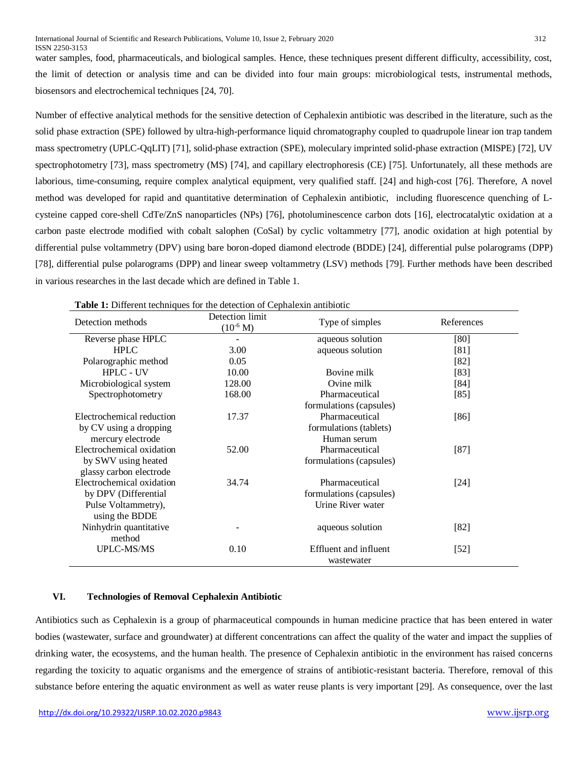water samples, food, pharmaceuticals, and biological samples. Hence, these techniques present different difficulty, accessibility, cost, the limit of detection or analysis time and can be divided into four main groups: microbiological tests, instrumental methods, biosensors and electrochemical techniques [24, 70].

Number of effective analytical methods for the sensitive detection of Cephalexin antibiotic was described in the literature, such as the solid phase extraction (SPE) followed by ultra-high-performance liquid chromatography coupled to quadrupole linear ion trap tandem mass spectrometry (UPLC-QqLIT) [71], solid-phase extraction (SPE), moleculary imprinted solid-phase extraction (MISPE) [72], UV spectrophotometry [73], mass spectrometry (MS) [74], and capillary electrophoresis (CE) [75]. Unfortunately, all these methods are laborious, time-consuming, require complex analytical equipment, very qualified staff. [24] and high-cost [76]. Therefore, A novel method was developed for rapid and quantitative determination of Cephalexin antibiotic, including fluorescence quenching of L-cysteine capped core-shell CdTe/ZnS nanoparticles (NPs) [76], photoluminescence carbon dots [16], electrocatalytic oxidation at a carbon paste electrode modified with cobalt salophen (CoSal) by cyclic voltammetry [77], anodic oxidation at high potential by differential pulse voltammetry (DPV) using bare boron-doped diamond electrode (BDDE) [24], differential pulse polarograms (DPP) [78], differential pulse polarograms (DPP) and linear sweep voltammetry (LSV) methods [79]. Further methods have been described in various researches in the last decade which are defined in Table 1.

**Table 1:** Different techniques for the detection of Cephalexin antibiotic

| Detection methods | Detection limit ($10^{-6}$ M) | Type of simples | References |
|---|---|---|---|
| Reverse phase HPLC | - | aqueous solution | [80] |
| HPLC | 3.00 | aqueous solution | [81] |
| Polarographic method | 0.05 | | [82] |
| HPLC - UV | 10.00 | Bovine milk | [83] |
| Microbiological system | 128.00 | Ovine milk | [84] |
| Spectrophotometry | 168.00 | Pharmaceutical formulations (capsules) | [85] |
| Electrochemical reduction by CV using a dropping mercury electrode | 17.37 | Pharmaceutical formulations (tablets) Human serum | [86] |
| Electrochemical oxidation by SWV using heated glassy carbon electrode | 52.00 | Pharmaceutical formulations (capsules) | [87] |
| Electrochemical oxidation by DPV (Differential Pulse Voltammetry), using the BDDE | 34.74 | Pharmaceutical formulations (capsules) Urine River water | [24] |
| Ninhydrin quantitative method | - | aqueous solution | [82] |
| UPLC-MS/MS | 0.10 | Effluent and influent wastewater | [52] |

## VI. Technologies of Removal Cephalexin Antibiotic

Antibiotics such as Cephalexin is a group of pharmaceutical compounds in human medicine practice that has been entered in water bodies (wastewater, surface and groundwater) at different concentrations can affect the quality of the water and impact the supplies of drinking water, the ecosystems, and the human health. The presence of Cephalexin antibiotic in the environment has raised concerns regarding the toxicity to aquatic organisms and the emergence of strains of antibiotic-resistant bacteria. Therefore, removal of this substance before entering the aquatic environment as well as water reuse plants is very important [29]. As consequence, over the last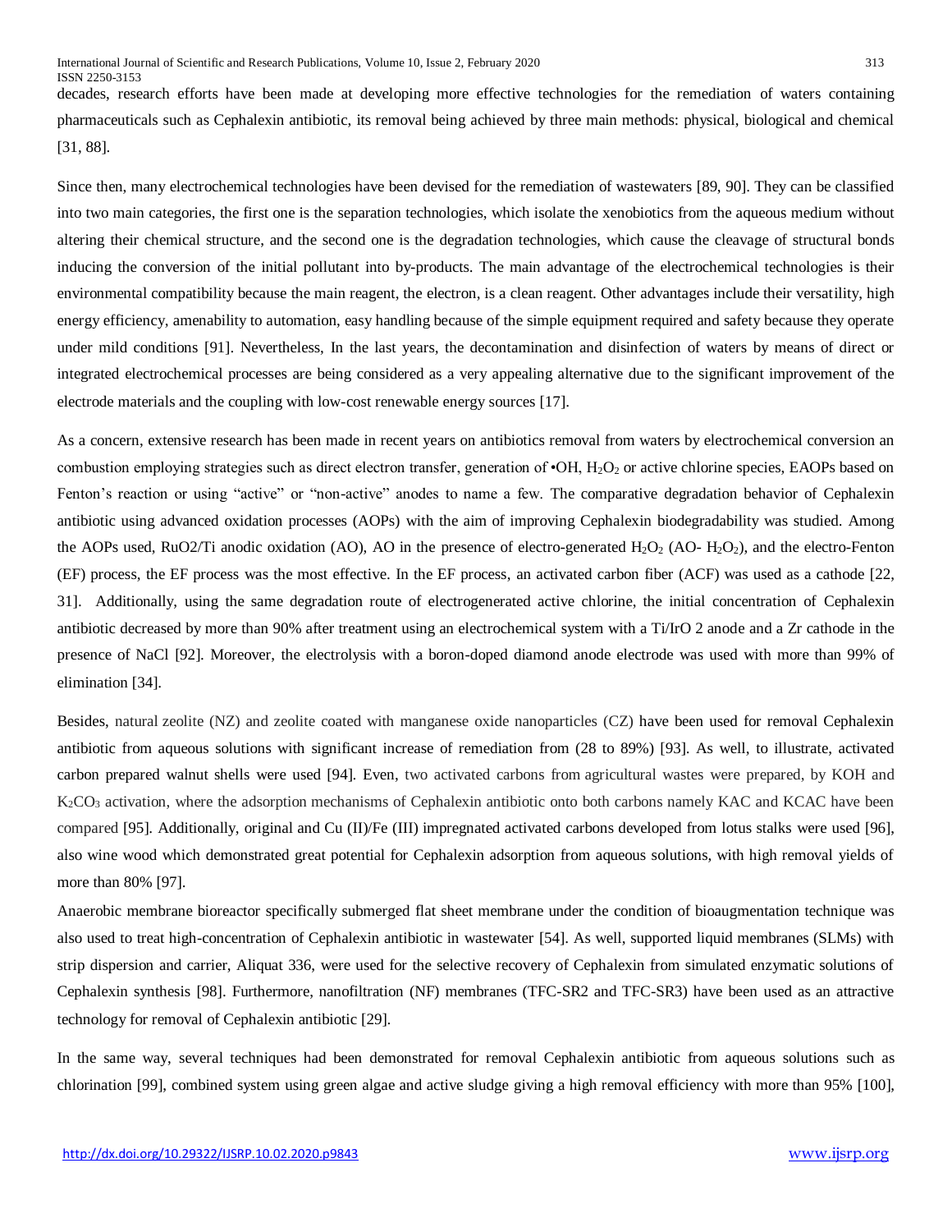decades, research efforts have been made at developing more effective technologies for the remediation of waters containing pharmaceuticals such as Cephalexin antibiotic, its removal being achieved by three main methods: physical, biological and chemical [31, 88].

Since then, many electrochemical technologies have been devised for the remediation of wastewaters [89, 90]. They can be classified into two main categories, the first one is the separation technologies, which isolate the xenobiotics from the aqueous medium without altering their chemical structure, and the second one is the degradation technologies, which cause the cleavage of structural bonds inducing the conversion of the initial pollutant into by-products. The main advantage of the electrochemical technologies is their environmental compatibility because the main reagent, the electron, is a clean reagent. Other advantages include their versatility, high energy efficiency, amenability to automation, easy handling because of the simple equipment required and safety because they operate under mild conditions [91]. Nevertheless, In the last years, the decontamination and disinfection of waters by means of direct or integrated electrochemical processes are being considered as a very appealing alternative due to the significant improvement of the electrode materials and the coupling with low-cost renewable energy sources [17].

As a concern, extensive research has been made in recent years on antibiotics removal from waters by electrochemical conversion an combustion employing strategies such as direct electron transfer, generation of •OH, $H_2O_2$ or active chlorine species, EAOPs based on Fenton's reaction or using "active" or "non-active" anodes to name a few. The comparative degradation behavior of Cephalexin antibiotic using advanced oxidation processes (AOPs) with the aim of improving Cephalexin biodegradability was studied. Among the AOPs used, RuO2/Ti anodic oxidation (AO), AO in the presence of electro-generated $H_2O_2$ (AO- $H_2O_2$), and the electro-Fenton (EF) process, the EF process was the most effective. In the EF process, an activated carbon fiber (ACF) was used as a cathode [22, 31]. Additionally, using the same degradation route of electrogenerated active chlorine, the initial concentration of Cephalexin antibiotic decreased by more than 90% after treatment using an electrochemical system with a Ti/IrO 2 anode and a Zr cathode in the presence of NaCl [92]. Moreover, the electrolysis with a boron-doped diamond anode electrode was used with more than 99% of elimination [34].

Besides, natural zeolite (NZ) and zeolite coated with manganese oxide nanoparticles (CZ) have been used for removal Cephalexin antibiotic from aqueous solutions with significant increase of remediation from (28 to 89%) [93]. As well, to illustrate, activated carbon prepared walnut shells were used [94]. Even, two activated carbons from agricultural wastes were prepared, by KOH and $K_2CO_3$ activation, where the adsorption mechanisms of Cephalexin antibiotic onto both carbons namely KAC and KCAC have been compared [95]. Additionally, original and Cu (II)/Fe (III) impregnated activated carbons developed from lotus stalks were used [96], also wine wood which demonstrated great potential for Cephalexin adsorption from aqueous solutions, with high removal yields of more than 80% [97].

Anaerobic membrane bioreactor specifically submerged flat sheet membrane under the condition of bioaugmentation technique was also used to treat high-concentration of Cephalexin antibiotic in wastewater [54]. As well, supported liquid membranes (SLMs) with strip dispersion and carrier, Aliquat 336, were used for the selective recovery of Cephalexin from simulated enzymatic solutions of Cephalexin synthesis [98]. Furthermore, nanofiltration (NF) membranes (TFC-SR2 and TFC-SR3) have been used as an attractive technology for removal of Cephalexin antibiotic [29].

In the same way, several techniques had been demonstrated for removal Cephalexin antibiotic from aqueous solutions such as chlorination [99], combined system using green algae and active sludge giving a high removal efficiency with more than 95% [100],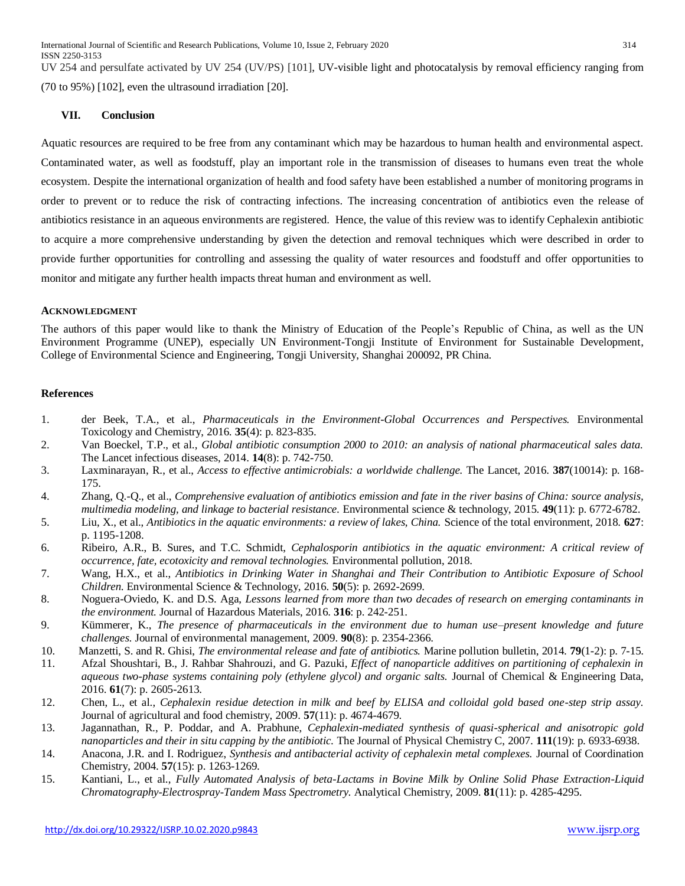UV 254 and persulfate activated by UV 254 (UV/PS) [101], UV-visible light and photocatalysis by removal efficiency ranging from (70 to 95%) [102], even the ultrasound irradiation [20].

## VII. Conclusion

Aquatic resources are required to be free from any contaminant which may be hazardous to human health and environmental aspect. Contaminated water, as well as foodstuff, play an important role in the transmission of diseases to humans even treat the whole ecosystem. Despite the international organization of health and food safety have been established a number of monitoring programs in order to prevent or to reduce the risk of contracting infections. The increasing concentration of antibiotics even the release of antibiotics resistance in an aqueous environments are registered. Hence, the value of this review was to identify Cephalexin antibiotic to acquire a more comprehensive understanding by given the detection and removal techniques which were described in order to provide further opportunities for controlling and assessing the quality of water resources and foodstuff and offer opportunities to monitor and mitigate any further health impacts threat human and environment as well.

### Acknowledgment

The authors of this paper would like to thank the Ministry of Education of the People's Republic of China, as well as the UN Environment Programme (UNEP), especially UN Environment-Tongji Institute of Environment for Sustainable Development, College of Environmental Science and Engineering, Tongji University, Shanghai 200092, PR China.

## References

1. der Beek, T.A., et al., *Pharmaceuticals in the Environment-Global Occurrences and Perspectives.* Environmental Toxicology and Chemistry, 2016. **35**(4): p. 823-835.
2. Van Boeckel, T.P., et al., *Global antibiotic consumption 2000 to 2010: an analysis of national pharmaceutical sales data.* The Lancet infectious diseases, 2014. **14**(8): p. 742-750.
3. Laxminarayan, R., et al., *Access to effective antimicrobials: a worldwide challenge.* The Lancet, 2016. **387**(10014): p. 168-175.
4. Zhang, Q.-Q., et al., *Comprehensive evaluation of antibiotics emission and fate in the river basins of China: source analysis, multimedia modeling, and linkage to bacterial resistance.* Environmental science & technology, 2015. **49**(11): p. 6772-6782.
5. Liu, X., et al., *Antibiotics in the aquatic environments: a review of lakes, China.* Science of the total environment, 2018. **627**: p. 1195-1208.
6. Ribeiro, A.R., B. Sures, and T.C. Schmidt, *Cephalosporin antibiotics in the aquatic environment: A critical review of occurrence, fate, ecotoxicity and removal technologies.* Environmental pollution, 2018.
7. Wang, H.X., et al., *Antibiotics in Drinking Water in Shanghai and Their Contribution to Antibiotic Exposure of School Children.* Environmental Science & Technology, 2016. **50**(5): p. 2692-2699.
8. Noguera-Oviedo, K. and D.S. Aga, *Lessons learned from more than two decades of research on emerging contaminants in the environment.* Journal of Hazardous Materials, 2016. **316**: p. 242-251.
9. Kümmerer, K., *The presence of pharmaceuticals in the environment due to human use–present knowledge and future challenges.* Journal of environmental management, 2009. **90**(8): p. 2354-2366.
10. Manzetti, S. and R. Ghisi, *The environmental release and fate of antibiotics.* Marine pollution bulletin, 2014. **79**(1-2): p. 7-15.
11. Afzal Shoushtari, B., J. Rahbar Shahrouzi, and G. Pazuki, *Effect of nanoparticle additives on partitioning of cephalexin in aqueous two-phase systems containing poly (ethylene glycol) and organic salts.* Journal of Chemical & Engineering Data, 2016. **61**(7): p. 2605-2613.
12. Chen, L., et al., *Cephalexin residue detection in milk and beef by ELISA and colloidal gold based one-step strip assay.* Journal of agricultural and food chemistry, 2009. **57**(11): p. 4674-4679.
13. Jagannathan, R., P. Poddar, and A. Prabhune, *Cephalexin-mediated synthesis of quasi-spherical and anisotropic gold nanoparticles and their in situ capping by the antibiotic.* The Journal of Physical Chemistry C, 2007. **111**(19): p. 6933-6938.
14. Anacona, J.R. and I. Rodriguez, *Synthesis and antibacterial activity of cephalexin metal complexes.* Journal of Coordination Chemistry, 2004. **57**(15): p. 1263-1269.
15. Kantiani, L., et al., *Fully Automated Analysis of beta-Lactams in Bovine Milk by Online Solid Phase Extraction-Liquid Chromatography-Electrospray-Tandem Mass Spectrometry.* Analytical Chemistry, 2009. **81**(11): p. 4285-4295.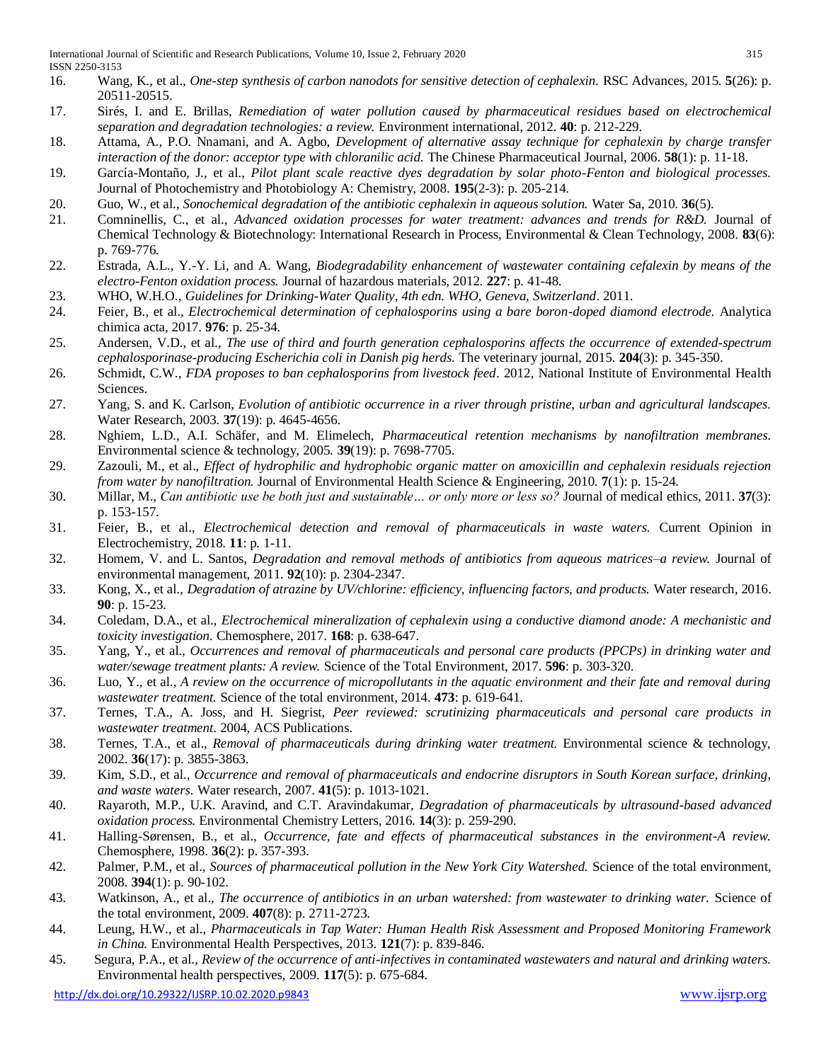16. Wang, K., et al., *One-step synthesis of carbon nanodots for sensitive detection of cephalexin.* RSC Advances, 2015. **5**(26): p. 20511-20515.
17. Sirés, I. and E. Brillas, *Remediation of water pollution caused by pharmaceutical residues based on electrochemical separation and degradation technologies: a review.* Environment international, 2012. **40**: p. 212-229.
18. Attama, A., P.O. Nnamani, and A. Agbo, *Development of alternative assay technique for cephalexin by charge transfer interaction of the donor: acceptor type with chloranilic acid.* The Chinese Pharmaceutical Journal, 2006. **58**(1): p. 11-18.
19. García-Montaño, J., et al., *Pilot plant scale reactive dyes degradation by solar photo-Fenton and biological processes.* Journal of Photochemistry and Photobiology A: Chemistry, 2008. **195**(2-3): p. 205-214.
20. Guo, W., et al., *Sonochemical degradation of the antibiotic cephalexin in aqueous solution.* Water Sa, 2010. **36**(5).
21. Comninellis, C., et al., *Advanced oxidation processes for water treatment: advances and trends for R&D.* Journal of Chemical Technology & Biotechnology: International Research in Process, Environmental & Clean Technology, 2008. **83**(6): p. 769-776.
22. Estrada, A.L., Y.-Y. Li, and A. Wang, *Biodegradability enhancement of wastewater containing cefalexin by means of the electro-Fenton oxidation process.* Journal of hazardous materials, 2012. **227**: p. 41-48.
23. WHO, W.H.O., *Guidelines for Drinking-Water Quality, 4th edn. WHO, Geneva, Switzerland*. 2011.
24. Feier, B., et al., *Electrochemical determination of cephalosporins using a bare boron-doped diamond electrode.* Analytica chimica acta, 2017. **976**: p. 25-34.
25. Andersen, V.D., et al., *The use of third and fourth generation cephalosporins affects the occurrence of extended-spectrum cephalosporinase-producing Escherichia coli in Danish pig herds.* The veterinary journal, 2015. **204**(3): p. 345-350.
26. Schmidt, C.W., *FDA proposes to ban cephalosporins from livestock feed*. 2012, National Institute of Environmental Health Sciences.
27. Yang, S. and K. Carlson, *Evolution of antibiotic occurrence in a river through pristine, urban and agricultural landscapes.* Water Research, 2003. **37**(19): p. 4645-4656.
28. Nghiem, L.D., A.I. Schäfer, and M. Elimelech, *Pharmaceutical retention mechanisms by nanofiltration membranes.* Environmental science & technology, 2005. **39**(19): p. 7698-7705.
29. Zazouli, M., et al., *Effect of hydrophilic and hydrophobic organic matter on amoxicillin and cephalexin residuals rejection from water by nanofiltration.* Journal of Environmental Health Science & Engineering, 2010. **7**(1): p. 15-24.
30. Millar, M., *Can antibiotic use be both just and sustainable… or only more or less so?* Journal of medical ethics, 2011. **37**(3): p. 153-157.
31. Feier, B., et al., *Electrochemical detection and removal of pharmaceuticals in waste waters.* Current Opinion in Electrochemistry, 2018. **11**: p. 1-11.
32. Homem, V. and L. Santos, *Degradation and removal methods of antibiotics from aqueous matrices–a review.* Journal of environmental management, 2011. **92**(10): p. 2304-2347.
33. Kong, X., et al., *Degradation of atrazine by UV/chlorine: efficiency, influencing factors, and products.* Water research, 2016. **90**: p. 15-23.
34. Coledam, D.A., et al., *Electrochemical mineralization of cephalexin using a conductive diamond anode: A mechanistic and toxicity investigation.* Chemosphere, 2017. **168**: p. 638-647.
35. Yang, Y., et al., *Occurrences and removal of pharmaceuticals and personal care products (PPCPs) in drinking water and water/sewage treatment plants: A review.* Science of the Total Environment, 2017. **596**: p. 303-320.
36. Luo, Y., et al., *A review on the occurrence of micropollutants in the aquatic environment and their fate and removal during wastewater treatment.* Science of the total environment, 2014. **473**: p. 619-641.
37. Ternes, T.A., A. Joss, and H. Siegrist, *Peer reviewed: scrutinizing pharmaceuticals and personal care products in wastewater treatment*. 2004, ACS Publications.
38. Ternes, T.A., et al., *Removal of pharmaceuticals during drinking water treatment.* Environmental science & technology, 2002. **36**(17): p. 3855-3863.
39. Kim, S.D., et al., *Occurrence and removal of pharmaceuticals and endocrine disruptors in South Korean surface, drinking, and waste waters.* Water research, 2007. **41**(5): p. 1013-1021.
40. Rayaroth, M.P., U.K. Aravind, and C.T. Aravindakumar, *Degradation of pharmaceuticals by ultrasound-based advanced oxidation process.* Environmental Chemistry Letters, 2016. **14**(3): p. 259-290.
41. Halling-Sørensen, B., et al., *Occurrence, fate and effects of pharmaceutical substances in the environment-A review.* Chemosphere, 1998. **36**(2): p. 357-393.
42. Palmer, P.M., et al., *Sources of pharmaceutical pollution in the New York City Watershed.* Science of the total environment, 2008. **394**(1): p. 90-102.
43. Watkinson, A., et al., *The occurrence of antibiotics in an urban watershed: from wastewater to drinking water.* Science of the total environment, 2009. **407**(8): p. 2711-2723.
44. Leung, H.W., et al., *Pharmaceuticals in Tap Water: Human Health Risk Assessment and Proposed Monitoring Framework in China.* Environmental Health Perspectives, 2013. **121**(7): p. 839-846.
45. Segura, P.A., et al., *Review of the occurrence of anti-infectives in contaminated wastewaters and natural and drinking waters.* Environmental health perspectives, 2009. **117**(5): p. 675-684.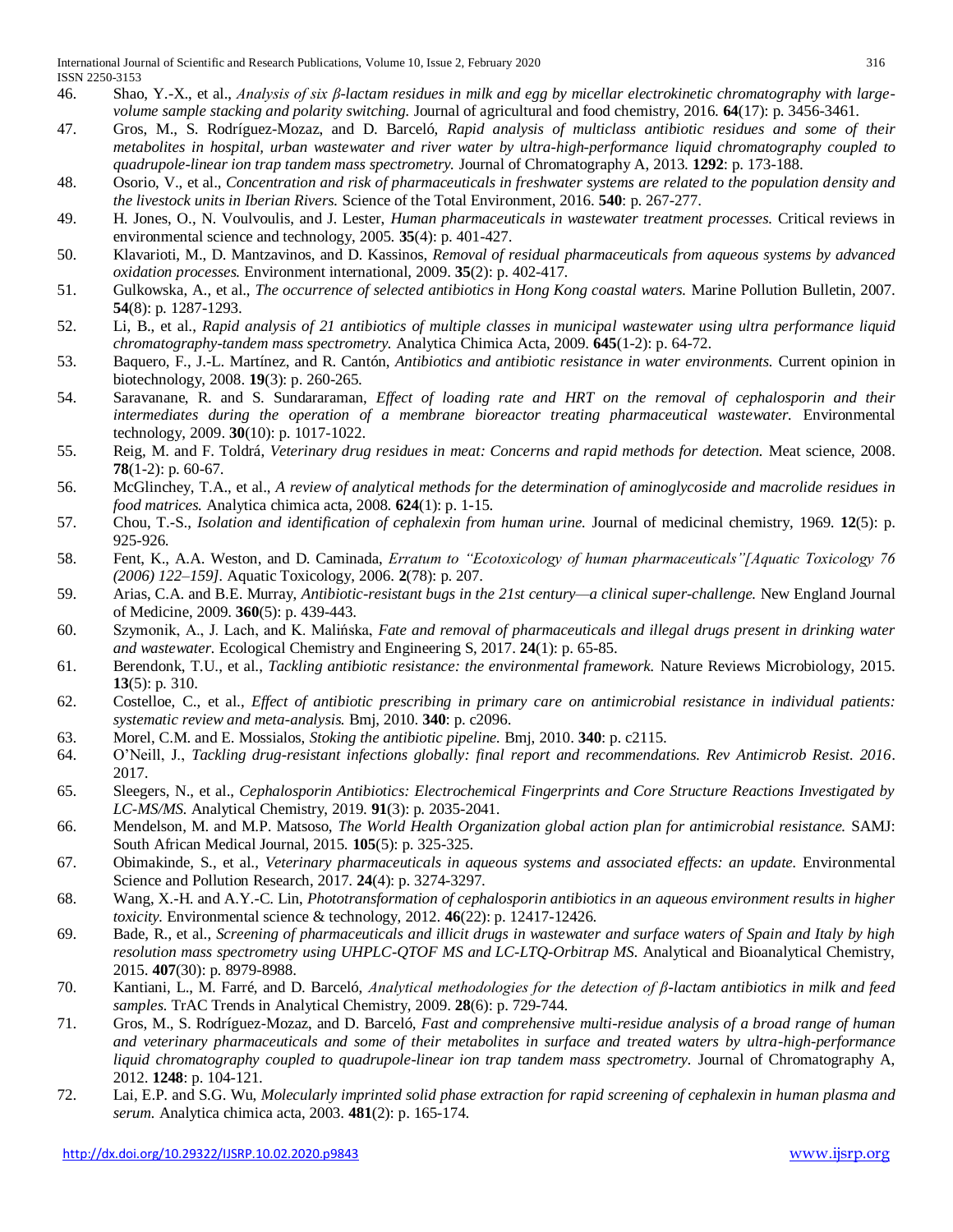46. Shao, Y.-X., et al., *Analysis of six β-lactam residues in milk and egg by micellar electrokinetic chromatography with large-volume sample stacking and polarity switching.* Journal of agricultural and food chemistry, 2016. **64**(17): p. 3456-3461.
47. Gros, M., S. Rodríguez-Mozaz, and D. Barceló, *Rapid analysis of multiclass antibiotic residues and some of their metabolites in hospital, urban wastewater and river water by ultra-high-performance liquid chromatography coupled to quadrupole-linear ion trap tandem mass spectrometry.* Journal of Chromatography A, 2013. **1292**: p. 173-188.
48. Osorio, V., et al., *Concentration and risk of pharmaceuticals in freshwater systems are related to the population density and the livestock units in Iberian Rivers.* Science of the Total Environment, 2016. **540**: p. 267-277.
49. H. Jones, O., N. Voulvoulis, and J. Lester, *Human pharmaceuticals in wastewater treatment processes.* Critical reviews in environmental science and technology, 2005. **35**(4): p. 401-427.
50. Klavarioti, M., D. Mantzavinos, and D. Kassinos, *Removal of residual pharmaceuticals from aqueous systems by advanced oxidation processes.* Environment international, 2009. **35**(2): p. 402-417.
51. Gulkowska, A., et al., *The occurrence of selected antibiotics in Hong Kong coastal waters.* Marine Pollution Bulletin, 2007. **54**(8): p. 1287-1293.
52. Li, B., et al., *Rapid analysis of 21 antibiotics of multiple classes in municipal wastewater using ultra performance liquid chromatography-tandem mass spectrometry.* Analytica Chimica Acta, 2009. **645**(1-2): p. 64-72.
53. Baquero, F., J.-L. Martínez, and R. Cantón, *Antibiotics and antibiotic resistance in water environments.* Current opinion in biotechnology, 2008. **19**(3): p. 260-265.
54. Saravanane, R. and S. Sundararaman, *Effect of loading rate and HRT on the removal of cephalosporin and their intermediates during the operation of a membrane bioreactor treating pharmaceutical wastewater.* Environmental technology, 2009. **30**(10): p. 1017-1022.
55. Reig, M. and F. Toldrá, *Veterinary drug residues in meat: Concerns and rapid methods for detection.* Meat science, 2008. **78**(1-2): p. 60-67.
56. McGlinchey, T.A., et al., *A review of analytical methods for the determination of aminoglycoside and macrolide residues in food matrices.* Analytica chimica acta, 2008. **624**(1): p. 1-15.
57. Chou, T.-S., *Isolation and identification of cephalexin from human urine.* Journal of medicinal chemistry, 1969. **12**(5): p. 925-926.
58. Fent, K., A.A. Weston, and D. Caminada, *Erratum to "Ecotoxicology of human pharmaceuticals"[Aquatic Toxicology 76 (2006) 122–159].* Aquatic Toxicology, 2006. **2**(78): p. 207.
59. Arias, C.A. and B.E. Murray, *Antibiotic-resistant bugs in the 21st century—a clinical super-challenge.* New England Journal of Medicine, 2009. **360**(5): p. 439-443.
60. Szymonik, A., J. Lach, and K. Malińska, *Fate and removal of pharmaceuticals and illegal drugs present in drinking water and wastewater.* Ecological Chemistry and Engineering S, 2017. **24**(1): p. 65-85.
61. Berendonk, T.U., et al., *Tackling antibiotic resistance: the environmental framework.* Nature Reviews Microbiology, 2015. **13**(5): p. 310.
62. Costelloe, C., et al., *Effect of antibiotic prescribing in primary care on antimicrobial resistance in individual patients: systematic review and meta-analysis.* Bmj, 2010. **340**: p. c2096.
63. Morel, C.M. and E. Mossialos, *Stoking the antibiotic pipeline.* Bmj, 2010. **340**: p. c2115.
64. O'Neill, J., *Tackling drug-resistant infections globally: final report and recommendations. Rev Antimicrob Resist. 2016*. 2017.
65. Sleegers, N., et al., *Cephalosporin Antibiotics: Electrochemical Fingerprints and Core Structure Reactions Investigated by LC-MS/MS.* Analytical Chemistry, 2019. **91**(3): p. 2035-2041.
66. Mendelson, M. and M.P. Matsoso, *The World Health Organization global action plan for antimicrobial resistance.* SAMJ: South African Medical Journal, 2015. **105**(5): p. 325-325.
67. Obimakinde, S., et al., *Veterinary pharmaceuticals in aqueous systems and associated effects: an update.* Environmental Science and Pollution Research, 2017. **24**(4): p. 3274-3297.
68. Wang, X.-H. and A.Y.-C. Lin, *Phototransformation of cephalosporin antibiotics in an aqueous environment results in higher toxicity.* Environmental science & technology, 2012. **46**(22): p. 12417-12426.
69. Bade, R., et al., *Screening of pharmaceuticals and illicit drugs in wastewater and surface waters of Spain and Italy by high resolution mass spectrometry using UHPLC-QTOF MS and LC-LTQ-Orbitrap MS.* Analytical and Bioanalytical Chemistry, 2015. **407**(30): p. 8979-8988.
70. Kantiani, L., M. Farré, and D. Barceló, *Analytical methodologies for the detection of β-lactam antibiotics in milk and feed samples.* TrAC Trends in Analytical Chemistry, 2009. **28**(6): p. 729-744.
71. Gros, M., S. Rodríguez-Mozaz, and D. Barceló, *Fast and comprehensive multi-residue analysis of a broad range of human and veterinary pharmaceuticals and some of their metabolites in surface and treated waters by ultra-high-performance liquid chromatography coupled to quadrupole-linear ion trap tandem mass spectrometry.* Journal of Chromatography A, 2012. **1248**: p. 104-121.
72. Lai, E.P. and S.G. Wu, *Molecularly imprinted solid phase extraction for rapid screening of cephalexin in human plasma and serum.* Analytica chimica acta, 2003. **481**(2): p. 165-174.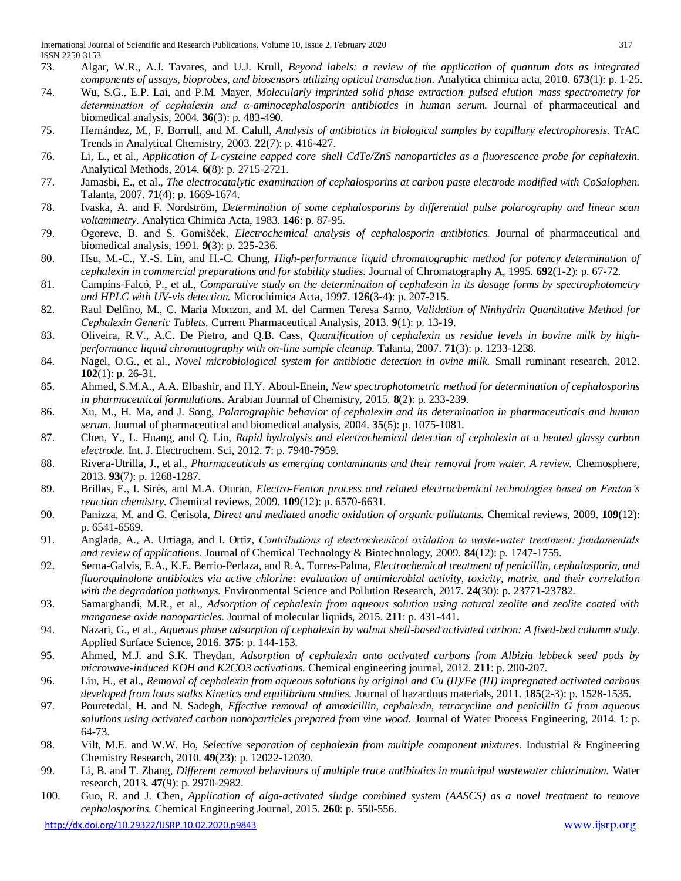73. Algar, W.R., A.J. Tavares, and U.J. Krull, *Beyond labels: a review of the application of quantum dots as integrated components of assays, bioprobes, and biosensors utilizing optical transduction.* Analytica chimica acta, 2010. **673**(1): p. 1-25.
74. Wu, S.G., E.P. Lai, and P.M. Mayer, *Molecularly imprinted solid phase extraction–pulsed elution–mass spectrometry for determination of cephalexin and α-aminocephalosporin antibiotics in human serum.* Journal of pharmaceutical and biomedical analysis, 2004. **36**(3): p. 483-490.
75. Hernández, M., F. Borrull, and M. Calull, *Analysis of antibiotics in biological samples by capillary electrophoresis.* TrAC Trends in Analytical Chemistry, 2003. **22**(7): p. 416-427.
76. Li, L., et al., *Application of L-cysteine capped core–shell CdTe/ZnS nanoparticles as a fluorescence probe for cephalexin.* Analytical Methods, 2014. **6**(8): p. 2715-2721.
77. Jamasbi, E., et al., *The electrocatalytic examination of cephalosporins at carbon paste electrode modified with CoSalophen.* Talanta, 2007. **71**(4): p. 1669-1674.
78. Ivaska, A. and F. Nordström, *Determination of some cephalosporins by differential pulse polarography and linear scan voltammetry.* Analytica Chimica Acta, 1983. **146**: p. 87-95.
79. Ogorevc, B. and S. Gomišček, *Electrochemical analysis of cephalosporin antibiotics.* Journal of pharmaceutical and biomedical analysis, 1991. **9**(3): p. 225-236.
80. Hsu, M.-C., Y.-S. Lin, and H.-C. Chung, *High-performance liquid chromatographic method for potency determination of cephalexin in commercial preparations and for stability studies.* Journal of Chromatography A, 1995. **692**(1-2): p. 67-72.
81. Campíns-Falcó, P., et al., *Comparative study on the determination of cephalexin in its dosage forms by spectrophotometry and HPLC with UV-vis detection.* Microchimica Acta, 1997. **126**(3-4): p. 207-215.
82. Raul Delfino, M., C. Maria Monzon, and M. del Carmen Teresa Sarno, *Validation of Ninhydrin Quantitative Method for Cephalexin Generic Tablets.* Current Pharmaceutical Analysis, 2013. **9**(1): p. 13-19.
83. Oliveira, R.V., A.C. De Pietro, and Q.B. Cass, *Quantification of cephalexin as residue levels in bovine milk by high-performance liquid chromatography with on-line sample cleanup.* Talanta, 2007. **71**(3): p. 1233-1238.
84. Nagel, O.G., et al., *Novel microbiological system for antibiotic detection in ovine milk.* Small ruminant research, 2012. **102**(1): p. 26-31.
85. Ahmed, S.M.A., A.A. Elbashir, and H.Y. Aboul-Enein, *New spectrophotometric method for determination of cephalosporins in pharmaceutical formulations.* Arabian Journal of Chemistry, 2015. **8**(2): p. 233-239.
86. Xu, M., H. Ma, and J. Song, *Polarographic behavior of cephalexin and its determination in pharmaceuticals and human serum.* Journal of pharmaceutical and biomedical analysis, 2004. **35**(5): p. 1075-1081.
87. Chen, Y., L. Huang, and Q. Lin, *Rapid hydrolysis and electrochemical detection of cephalexin at a heated glassy carbon electrode.* Int. J. Electrochem. Sci, 2012. **7**: p. 7948-7959.
88. Rivera-Utrilla, J., et al., *Pharmaceuticals as emerging contaminants and their removal from water. A review.* Chemosphere, 2013. **93**(7): p. 1268-1287.
89. Brillas, E., I. Sirés, and M.A. Oturan, *Electro-Fenton process and related electrochemical technologies based on Fenton's reaction chemistry.* Chemical reviews, 2009. **109**(12): p. 6570-6631.
90. Panizza, M. and G. Cerisola, *Direct and mediated anodic oxidation of organic pollutants.* Chemical reviews, 2009. **109**(12): p. 6541-6569.
91. Anglada, A., A. Urtiaga, and I. Ortiz, *Contributions of electrochemical oxidation to waste-water treatment: fundamentals and review of applications.* Journal of Chemical Technology & Biotechnology, 2009. **84**(12): p. 1747-1755.
92. Serna-Galvis, E.A., K.E. Berrio-Perlaza, and R.A. Torres-Palma, *Electrochemical treatment of penicillin, cephalosporin, and fluoroquinolone antibiotics via active chlorine: evaluation of antimicrobial activity, toxicity, matrix, and their correlation with the degradation pathways.* Environmental Science and Pollution Research, 2017. **24**(30): p. 23771-23782.
93. Samarghandi, M.R., et al., *Adsorption of cephalexin from aqueous solution using natural zeolite and zeolite coated with manganese oxide nanoparticles.* Journal of molecular liquids, 2015. **211**: p. 431-441.
94. Nazari, G., et al., *Aqueous phase adsorption of cephalexin by walnut shell-based activated carbon: A fixed-bed column study.* Applied Surface Science, 2016. **375**: p. 144-153.
95. Ahmed, M.J. and S.K. Theydan, *Adsorption of cephalexin onto activated carbons from Albizia lebbeck seed pods by microwave-induced KOH and K2CO3 activations.* Chemical engineering journal, 2012. **211**: p. 200-207.
96. Liu, H., et al., *Removal of cephalexin from aqueous solutions by original and Cu (II)/Fe (III) impregnated activated carbons developed from lotus stalks Kinetics and equilibrium studies.* Journal of hazardous materials, 2011. **185**(2-3): p. 1528-1535.
97. Pouretedal, H. and N. Sadegh, *Effective removal of amoxicillin, cephalexin, tetracycline and penicillin G from aqueous solutions using activated carbon nanoparticles prepared from vine wood.* Journal of Water Process Engineering, 2014. **1**: p. 64-73.
98. Vilt, M.E. and W.W. Ho, *Selective separation of cephalexin from multiple component mixtures.* Industrial & Engineering Chemistry Research, 2010. **49**(23): p. 12022-12030.
99. Li, B. and T. Zhang, *Different removal behaviours of multiple trace antibiotics in municipal wastewater chlorination.* Water research, 2013. **47**(9): p. 2970-2982.
100. Guo, R. and J. Chen, *Application of alga-activated sludge combined system (AASCS) as a novel treatment to remove cephalosporins.* Chemical Engineering Journal, 2015. **260**: p. 550-556.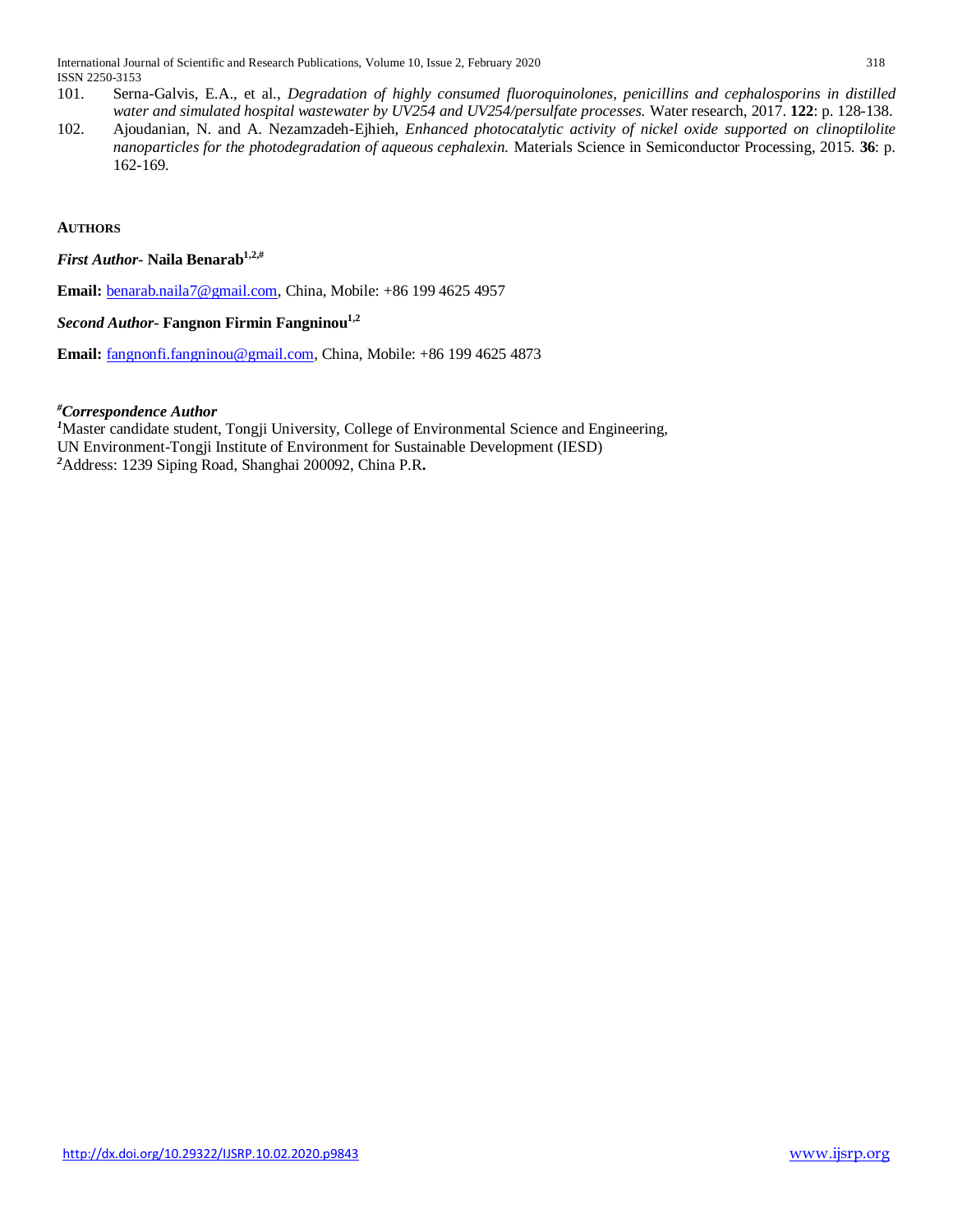101. Serna-Galvis, E.A., et al., *Degradation of highly consumed fluoroquinolones, penicillins and cephalosporins in distilled water and simulated hospital wastewater by UV254 and UV254/persulfate processes.* Water research, 2017. **122**: p. 128-138.
102. Ajoudanian, N. and A. Nezamzadeh-Ejhieh, *Enhanced photocatalytic activity of nickel oxide supported on clinoptilolite nanoparticles for the photodegradation of aqueous cephalexin.* Materials Science in Semiconductor Processing, 2015. **36**: p. 162-169.

**AUTHORS**

***First Author*- Naila Benarab[1,2,#]**

**Email:** benarab.naila7@gmail.com, China, Mobile: +86 199 4625 4957

***Second Author*- Fangnon Firmin Fangninou[1,2]**

**Email:** fangnonfi.fangninou@gmail.com, China, Mobile: +86 199 4625 4873

***[#]Correspondence Author***
[1]Master candidate student, Tongji University, College of Environmental Science and Engineering,
UN Environment-Tongji Institute of Environment for Sustainable Development (IESD)
[2]Address: 1239 Siping Road, Shanghai 200092, China P.R**.**